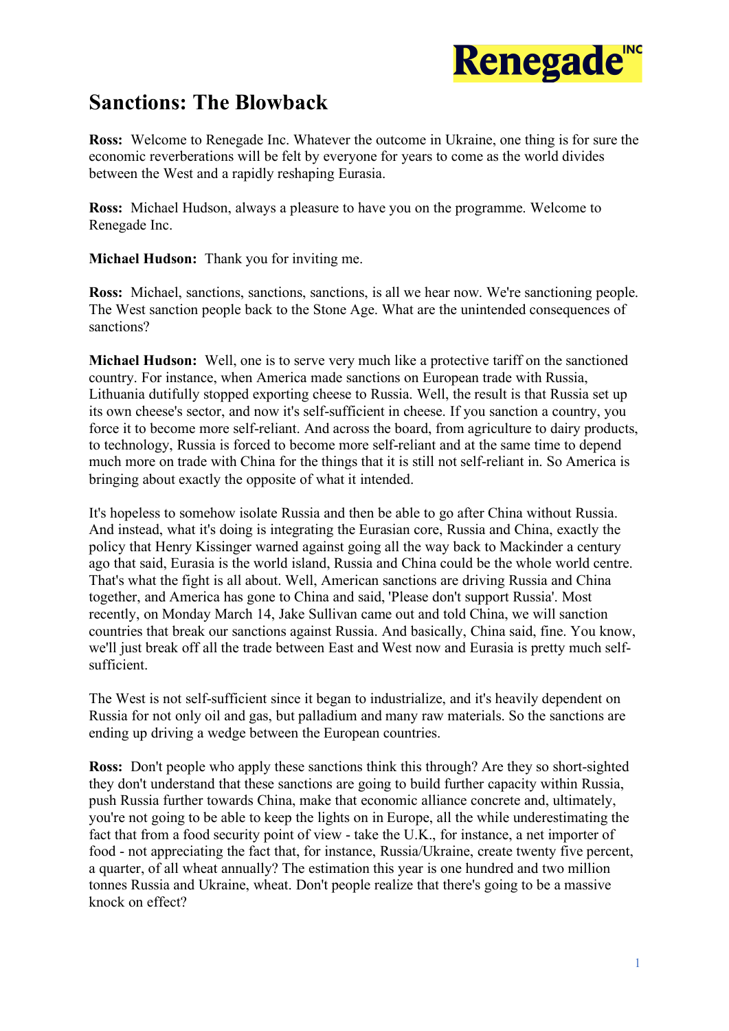# Sanctions: The Blowback

**Ross:** Welcome to Renegade Inc. Whatever the outcome in Ukraine, one thing is for sure the economic reverberations will be felt by everyone for years to come as the world divides between the West and a rapidly reshaping Eurasia.

**Ross:** Michael Hudson, always a pleasure to have you on the programme. Welcome to Renegade Inc.

**Michael Hudson:** Thank you for inviting me.

**Ross:** Michael, sanctions, sanctions, sanctions, is all we hear now. We're sanctioning people. The West sanction people back to the Stone Age. What are the unintended consequences of sanctions?

**Michael Hudson:** Well, one is to serve very much like a protective tariff on the sanctioned country. For instance, when America made sanctions on European trade with Russia, Lithuania dutifully stopped exporting cheese to Russia. Well, the result is that Russia set up its own cheese's sector, and now it's self-sufficient in cheese. If you sanction a country, you force it to become more self-reliant. And across the board, from agriculture to dairy products, to technology, Russia is forced to become more self-reliant and at the same time to depend much more on trade with China for the things that it is still not self-reliant in. So America is bringing about exactly the opposite of what it intended.

It's hopeless to somehow isolate Russia and then be able to go after China without Russia. And instead, what it's doing is integrating the Eurasian core, Russia and China, exactly the policy that Henry Kissinger warned against going all the way back to Mackinder a century ago that said, Eurasia is the world island, Russia and China could be the whole world centre. That's what the fight is all about. Well, American sanctions are driving Russia and China together, and America has gone to China and said, 'Please don't support Russia'. Most recently, on Monday March 14, Jake Sullivan came out and told China, we will sanction countries that break our sanctions against Russia. And basically, China said, fine. You know, we'll just break off all the trade between East and West now and Eurasia is pretty much self-sufficient.

The West is not self-sufficient since it began to industrialize, and it's heavily dependent on Russia for not only oil and gas, but palladium and many raw materials. So the sanctions are ending up driving a wedge between the European countries.

**Ross:** Don't people who apply these sanctions think this through? Are they so short-sighted they don't understand that these sanctions are going to build further capacity within Russia, push Russia further towards China, make that economic alliance concrete and, ultimately, you're not going to be able to keep the lights on in Europe, all the while underestimating the fact that from a food security point of view - take the U.K., for instance, a net importer of food - not appreciating the fact that, for instance, Russia/Ukraine, create twenty five percent, a quarter, of all wheat annually? The estimation this year is one hundred and two million tonnes Russia and Ukraine, wheat. Don't people realize that there's going to be a massive knock on effect?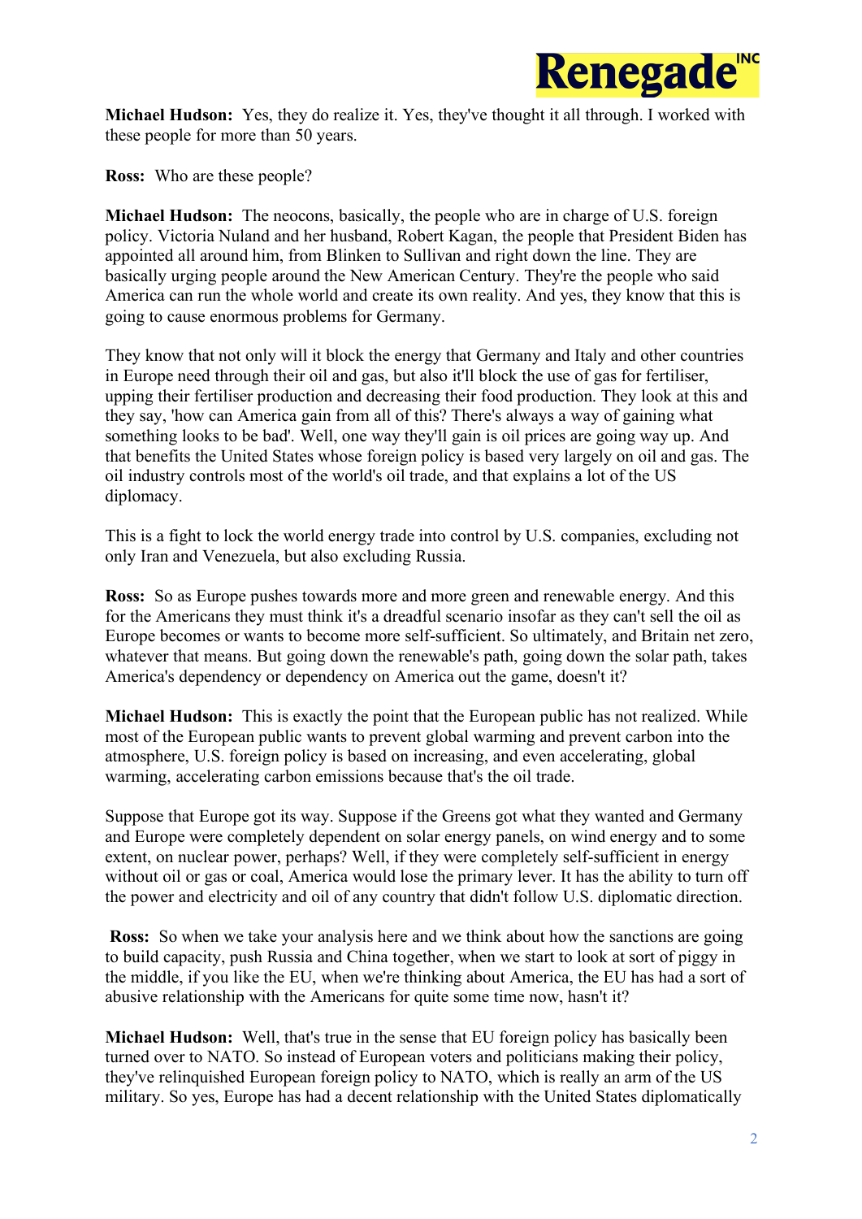**Michael Hudson:** Yes, they do realize it. Yes, they've thought it all through. I worked with these people for more than 50 years.

**Ross:** Who are these people?

**Michael Hudson:** The neocons, basically, the people who are in charge of U.S. foreign policy. Victoria Nuland and her husband, Robert Kagan, the people that President Biden has appointed all around him, from Blinken to Sullivan and right down the line. They are basically urging people around the New American Century. They're the people who said America can run the whole world and create its own reality. And yes, they know that this is going to cause enormous problems for Germany.

They know that not only will it block the energy that Germany and Italy and other countries in Europe need through their oil and gas, but also it'll block the use of gas for fertiliser, upping their fertiliser production and decreasing their food production. They look at this and they say, 'how can America gain from all of this? There's always a way of gaining what something looks to be bad'. Well, one way they'll gain is oil prices are going way up. And that benefits the United States whose foreign policy is based very largely on oil and gas. The oil industry controls most of the world's oil trade, and that explains a lot of the US diplomacy.

This is a fight to lock the world energy trade into control by U.S. companies, excluding not only Iran and Venezuela, but also excluding Russia.

**Ross:** So as Europe pushes towards more and more green and renewable energy. And this for the Americans they must think it's a dreadful scenario insofar as they can't sell the oil as Europe becomes or wants to become more self-sufficient. So ultimately, and Britain net zero, whatever that means. But going down the renewable's path, going down the solar path, takes America's dependency or dependency on America out the game, doesn't it?

**Michael Hudson:** This is exactly the point that the European public has not realized. While most of the European public wants to prevent global warming and prevent carbon into the atmosphere, U.S. foreign policy is based on increasing, and even accelerating, global warming, accelerating carbon emissions because that's the oil trade.

Suppose that Europe got its way. Suppose if the Greens got what they wanted and Germany and Europe were completely dependent on solar energy panels, on wind energy and to some extent, on nuclear power, perhaps? Well, if they were completely self-sufficient in energy without oil or gas or coal, America would lose the primary lever. It has the ability to turn off the power and electricity and oil of any country that didn't follow U.S. diplomatic direction.

**Ross:** So when we take your analysis here and we think about how the sanctions are going to build capacity, push Russia and China together, when we start to look at sort of piggy in the middle, if you like the EU, when we're thinking about America, the EU has had a sort of abusive relationship with the Americans for quite some time now, hasn't it?

**Michael Hudson:** Well, that's true in the sense that EU foreign policy has basically been turned over to NATO. So instead of European voters and politicians making their policy, they've relinquished European foreign policy to NATO, which is really an arm of the US military. So yes, Europe has had a decent relationship with the United States diplomatically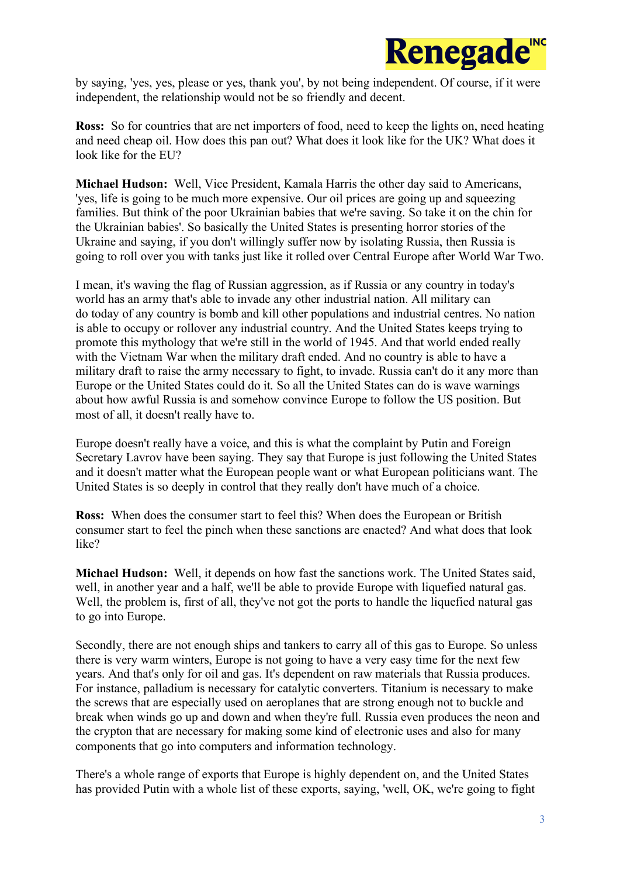by saying, 'yes, yes, please or yes, thank you', by not being independent. Of course, if it were independent, the relationship would not be so friendly and decent.

**Ross:** So for countries that are net importers of food, need to keep the lights on, need heating and need cheap oil. How does this pan out? What does it look like for the UK? What does it look like for the EU?

**Michael Hudson:** Well, Vice President, Kamala Harris the other day said to Americans, 'yes, life is going to be much more expensive. Our oil prices are going up and squeezing families. But think of the poor Ukrainian babies that we're saving. So take it on the chin for the Ukrainian babies'. So basically the United States is presenting horror stories of the Ukraine and saying, if you don't willingly suffer now by isolating Russia, then Russia is going to roll over you with tanks just like it rolled over Central Europe after World War Two.

I mean, it's waving the flag of Russian aggression, as if Russia or any country in today's world has an army that's able to invade any other industrial nation. All military can do today of any country is bomb and kill other populations and industrial centres. No nation is able to occupy or rollover any industrial country. And the United States keeps trying to promote this mythology that we're still in the world of 1945. And that world ended really with the Vietnam War when the military draft ended. And no country is able to have a military draft to raise the army necessary to fight, to invade. Russia can't do it any more than Europe or the United States could do it. So all the United States can do is wave warnings about how awful Russia is and somehow convince Europe to follow the US position. But most of all, it doesn't really have to.

Europe doesn't really have a voice, and this is what the complaint by Putin and Foreign Secretary Lavrov have been saying. They say that Europe is just following the United States and it doesn't matter what the European people want or what European politicians want. The United States is so deeply in control that they really don't have much of a choice.

**Ross:** When does the consumer start to feel this? When does the European or British consumer start to feel the pinch when these sanctions are enacted? And what does that look like?

**Michael Hudson:** Well, it depends on how fast the sanctions work. The United States said, well, in another year and a half, we'll be able to provide Europe with liquefied natural gas. Well, the problem is, first of all, they've not got the ports to handle the liquefied natural gas to go into Europe.

Secondly, there are not enough ships and tankers to carry all of this gas to Europe. So unless there is very warm winters, Europe is not going to have a very easy time for the next few years. And that's only for oil and gas. It's dependent on raw materials that Russia produces. For instance, palladium is necessary for catalytic converters. Titanium is necessary to make the screws that are especially used on aeroplanes that are strong enough not to buckle and break when winds go up and down and when they're full. Russia even produces the neon and the crypton that are necessary for making some kind of electronic uses and also for many components that go into computers and information technology.

There's a whole range of exports that Europe is highly dependent on, and the United States has provided Putin with a whole list of these exports, saying, 'well, OK, we're going to fight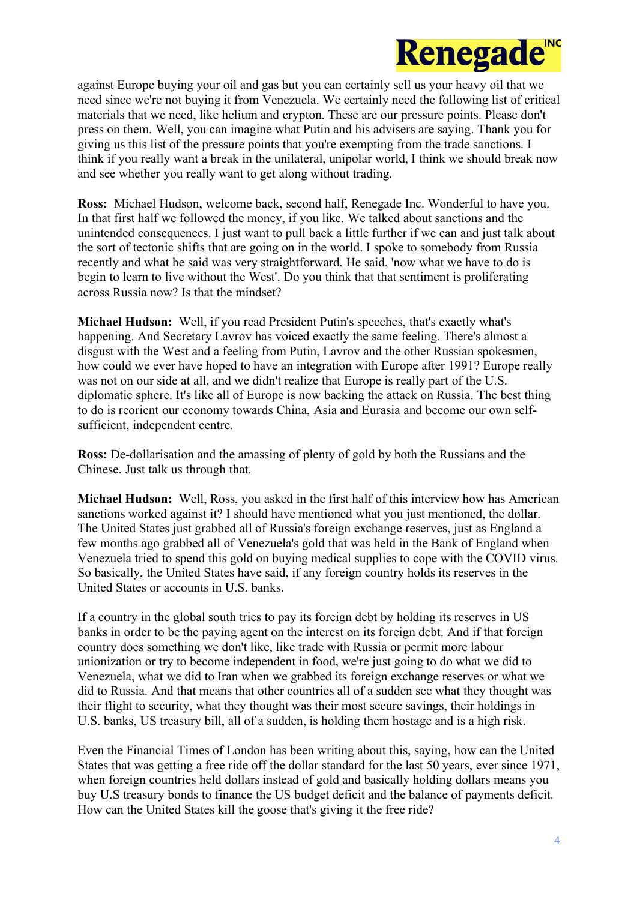against Europe buying your oil and gas but you can certainly sell us your heavy oil that we need since we're not buying it from Venezuela. We certainly need the following list of critical materials that we need, like helium and crypton. These are our pressure points. Please don't press on them. Well, you can imagine what Putin and his advisers are saying. Thank you for giving us this list of the pressure points that you're exempting from the trade sanctions. I think if you really want a break in the unilateral, unipolar world, I think we should break now and see whether you really want to get along without trading.

**Ross:** Michael Hudson, welcome back, second half, Renegade Inc. Wonderful to have you. In that first half we followed the money, if you like. We talked about sanctions and the unintended consequences. I just want to pull back a little further if we can and just talk about the sort of tectonic shifts that are going on in the world. I spoke to somebody from Russia recently and what he said was very straightforward. He said, 'now what we have to do is begin to learn to live without the West'. Do you think that that sentiment is proliferating across Russia now? Is that the mindset?

**Michael Hudson:** Well, if you read President Putin's speeches, that's exactly what's happening. And Secretary Lavrov has voiced exactly the same feeling. There's almost a disgust with the West and a feeling from Putin, Lavrov and the other Russian spokesmen, how could we ever have hoped to have an integration with Europe after 1991? Europe really was not on our side at all, and we didn't realize that Europe is really part of the U.S. diplomatic sphere. It's like all of Europe is now backing the attack on Russia. The best thing to do is reorient our economy towards China, Asia and Eurasia and become our own self-sufficient, independent centre.

**Ross:** De-dollarisation and the amassing of plenty of gold by both the Russians and the Chinese. Just talk us through that.

**Michael Hudson:** Well, Ross, you asked in the first half of this interview how has American sanctions worked against it? I should have mentioned what you just mentioned, the dollar. The United States just grabbed all of Russia's foreign exchange reserves, just as England a few months ago grabbed all of Venezuela's gold that was held in the Bank of England when Venezuela tried to spend this gold on buying medical supplies to cope with the COVID virus. So basically, the United States have said, if any foreign country holds its reserves in the United States or accounts in U.S. banks.

If a country in the global south tries to pay its foreign debt by holding its reserves in US banks in order to be the paying agent on the interest on its foreign debt. And if that foreign country does something we don't like, like trade with Russia or permit more labour unionization or try to become independent in food, we're just going to do what we did to Venezuela, what we did to Iran when we grabbed its foreign exchange reserves or what we did to Russia. And that means that other countries all of a sudden see what they thought was their flight to security, what they thought was their most secure savings, their holdings in U.S. banks, US treasury bill, all of a sudden, is holding them hostage and is a high risk.

Even the Financial Times of London has been writing about this, saying, how can the United States that was getting a free ride off the dollar standard for the last 50 years, ever since 1971, when foreign countries held dollars instead of gold and basically holding dollars means you buy U.S treasury bonds to finance the US budget deficit and the balance of payments deficit. How can the United States kill the goose that's giving it the free ride?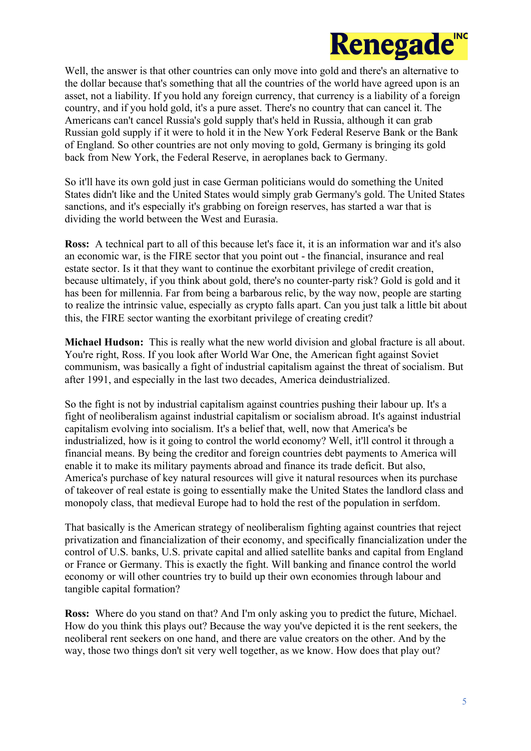Well, the answer is that other countries can only move into gold and there's an alternative to the dollar because that's something that all the countries of the world have agreed upon is an asset, not a liability. If you hold any foreign currency, that currency is a liability of a foreign country, and if you hold gold, it's a pure asset. There's no country that can cancel it. The Americans can't cancel Russia's gold supply that's held in Russia, although it can grab Russian gold supply if it were to hold it in the New York Federal Reserve Bank or the Bank of England. So other countries are not only moving to gold, Germany is bringing its gold back from New York, the Federal Reserve, in aeroplanes back to Germany.

So it'll have its own gold just in case German politicians would do something the United States didn't like and the United States would simply grab Germany's gold. The United States sanctions, and it's especially it's grabbing on foreign reserves, has started a war that is dividing the world between the West and Eurasia.

**Ross:** A technical part to all of this because let's face it, it is an information war and it's also an economic war, is the FIRE sector that you point out - the financial, insurance and real estate sector. Is it that they want to continue the exorbitant privilege of credit creation, because ultimately, if you think about gold, there's no counter-party risk? Gold is gold and it has been for millennia. Far from being a barbarous relic, by the way now, people are starting to realize the intrinsic value, especially as crypto falls apart. Can you just talk a little bit about this, the FIRE sector wanting the exorbitant privilege of creating credit?

**Michael Hudson:** This is really what the new world division and global fracture is all about. You're right, Ross. If you look after World War One, the American fight against Soviet communism, was basically a fight of industrial capitalism against the threat of socialism. But after 1991, and especially in the last two decades, America deindustrialized.

So the fight is not by industrial capitalism against countries pushing their labour up. It's a fight of neoliberalism against industrial capitalism or socialism abroad. It's against industrial capitalism evolving into socialism. It's a belief that, well, now that America's be industrialized, how is it going to control the world economy? Well, it'll control it through a financial means. By being the creditor and foreign countries debt payments to America will enable it to make its military payments abroad and finance its trade deficit. But also, America's purchase of key natural resources will give it natural resources when its purchase of takeover of real estate is going to essentially make the United States the landlord class and monopoly class, that medieval Europe had to hold the rest of the population in serfdom.

That basically is the American strategy of neoliberalism fighting against countries that reject privatization and financialization of their economy, and specifically financialization under the control of U.S. banks, U.S. private capital and allied satellite banks and capital from England or France or Germany. This is exactly the fight. Will banking and finance control the world economy or will other countries try to build up their own economies through labour and tangible capital formation?

**Ross:** Where do you stand on that? And I'm only asking you to predict the future, Michael. How do you think this plays out? Because the way you've depicted it is the rent seekers, the neoliberal rent seekers on one hand, and there are value creators on the other. And by the way, those two things don't sit very well together, as we know. How does that play out?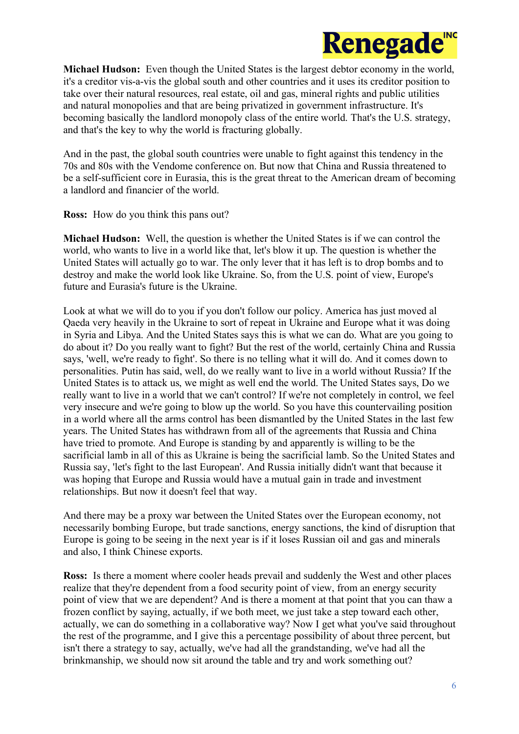**Michael Hudson:** Even though the United States is the largest debtor economy in the world, it's a creditor vis-a-vis the global south and other countries and it uses its creditor position to take over their natural resources, real estate, oil and gas, mineral rights and public utilities and natural monopolies and that are being privatized in government infrastructure. It's becoming basically the landlord monopoly class of the entire world. That's the U.S. strategy, and that's the key to why the world is fracturing globally.

And in the past, the global south countries were unable to fight against this tendency in the 70s and 80s with the Vendome conference on. But now that China and Russia threatened to be a self-sufficient core in Eurasia, this is the great threat to the American dream of becoming a landlord and financier of the world.

**Ross:** How do you think this pans out?

**Michael Hudson:** Well, the question is whether the United States is if we can control the world, who wants to live in a world like that, let's blow it up. The question is whether the United States will actually go to war. The only lever that it has left is to drop bombs and to destroy and make the world look like Ukraine. So, from the U.S. point of view, Europe's future and Eurasia's future is the Ukraine.

Look at what we will do to you if you don't follow our policy. America has just moved al Qaeda very heavily in the Ukraine to sort of repeat in Ukraine and Europe what it was doing in Syria and Libya. And the United States says this is what we can do. What are you going to do about it? Do you really want to fight? But the rest of the world, certainly China and Russia says, 'well, we're ready to fight'. So there is no telling what it will do. And it comes down to personalities. Putin has said, well, do we really want to live in a world without Russia? If the United States is to attack us, we might as well end the world. The United States says, Do we really want to live in a world that we can't control? If we're not completely in control, we feel very insecure and we're going to blow up the world. So you have this countervailing position in a world where all the arms control has been dismantled by the United States in the last few years. The United States has withdrawn from all of the agreements that Russia and China have tried to promote. And Europe is standing by and apparently is willing to be the sacrificial lamb in all of this as Ukraine is being the sacrificial lamb. So the United States and Russia say, 'let's fight to the last European'. And Russia initially didn't want that because it was hoping that Europe and Russia would have a mutual gain in trade and investment relationships. But now it doesn't feel that way.

And there may be a proxy war between the United States over the European economy, not necessarily bombing Europe, but trade sanctions, energy sanctions, the kind of disruption that Europe is going to be seeing in the next year is if it loses Russian oil and gas and minerals and also, I think Chinese exports.

**Ross:** Is there a moment where cooler heads prevail and suddenly the West and other places realize that they're dependent from a food security point of view, from an energy security point of view that we are dependent? And is there a moment at that point that you can thaw a frozen conflict by saying, actually, if we both meet, we just take a step toward each other, actually, we can do something in a collaborative way? Now I get what you've said throughout the rest of the programme, and I give this a percentage possibility of about three percent, but isn't there a strategy to say, actually, we've had all the grandstanding, we've had all the brinkmanship, we should now sit around the table and try and work something out?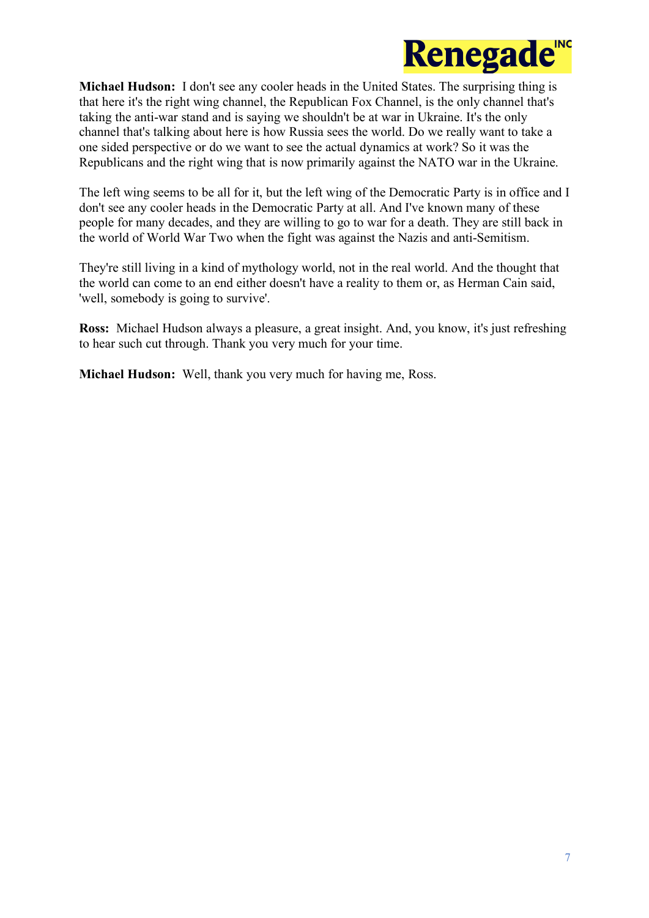**Michael Hudson:** I don't see any cooler heads in the United States. The surprising thing is that here it's the right wing channel, the Republican Fox Channel, is the only channel that's taking the anti-war stand and is saying we shouldn't be at war in Ukraine. It's the only channel that's talking about here is how Russia sees the world. Do we really want to take a one sided perspective or do we want to see the actual dynamics at work? So it was the Republicans and the right wing that is now primarily against the NATO war in the Ukraine.

The left wing seems to be all for it, but the left wing of the Democratic Party is in office and I don't see any cooler heads in the Democratic Party at all. And I've known many of these people for many decades, and they are willing to go to war for a death. They are still back in the world of World War Two when the fight was against the Nazis and anti-Semitism.

They're still living in a kind of mythology world, not in the real world. And the thought that the world can come to an end either doesn't have a reality to them or, as Herman Cain said, 'well, somebody is going to survive'.

**Ross:** Michael Hudson always a pleasure, a great insight. And, you know, it's just refreshing to hear such cut through. Thank you very much for your time.

**Michael Hudson:** Well, thank you very much for having me, Ross.